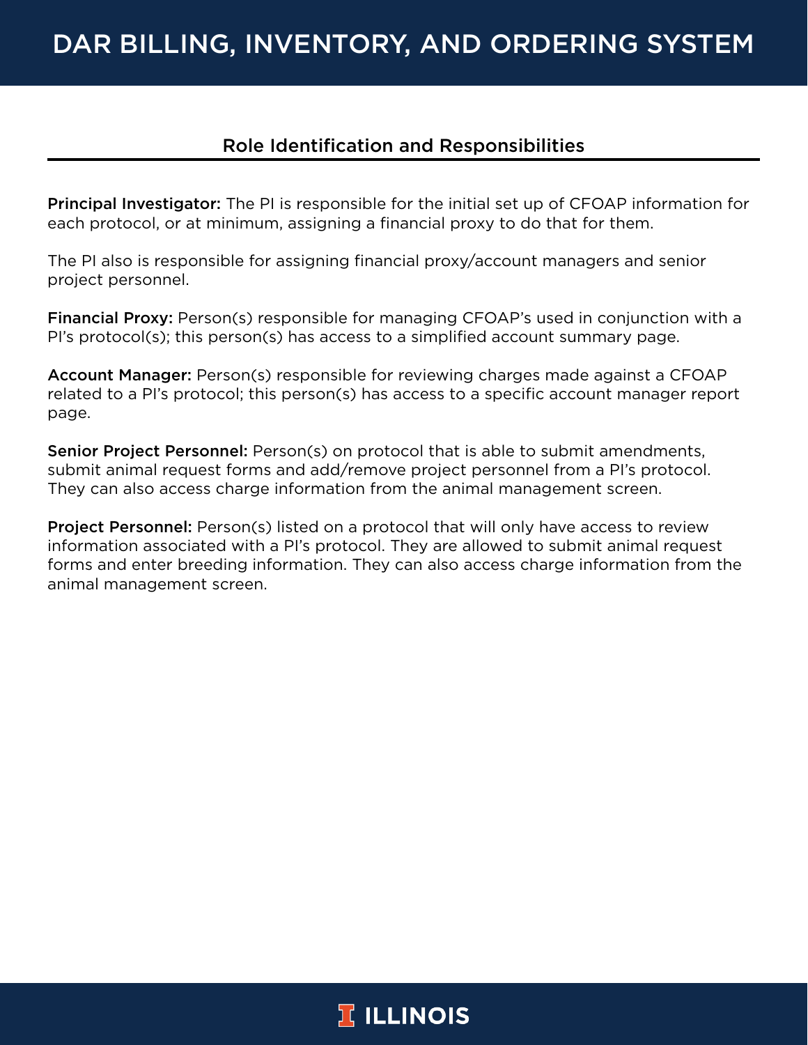# DAR BILLING, INVENTORY, AND ORDERING SYSTEM

## Role Identification and Responsibilities

**Principal Investigator:** The PI is responsible for the initial set up of CFOAP information for each protocol, or at minimum, assigning a financial proxy to do that for them.

The PI also is responsible for assigning financial proxy/account managers and senior project personnel.

**Financial Proxy:** Person(s) responsible for managing CFOAP's used in conjunction with a PI's protocol(s); this person(s) has access to a simplified account summary page.

**Account Manager:** Person(s) responsible for reviewing charges made against a CFOAP related to a PI's protocol; this person(s) has access to a specific account manager report page.

**Senior Project Personnel:** Person(s) on protocol that is able to submit amendments, submit animal request forms and add/remove project personnel from a PI's protocol. They can also access charge information from the animal management screen.

**Project Personnel:** Person(s) listed on a protocol that will only have access to review information associated with a PI's protocol. They are allowed to submit animal request forms and enter breeding information. They can also access charge information from the animal management screen.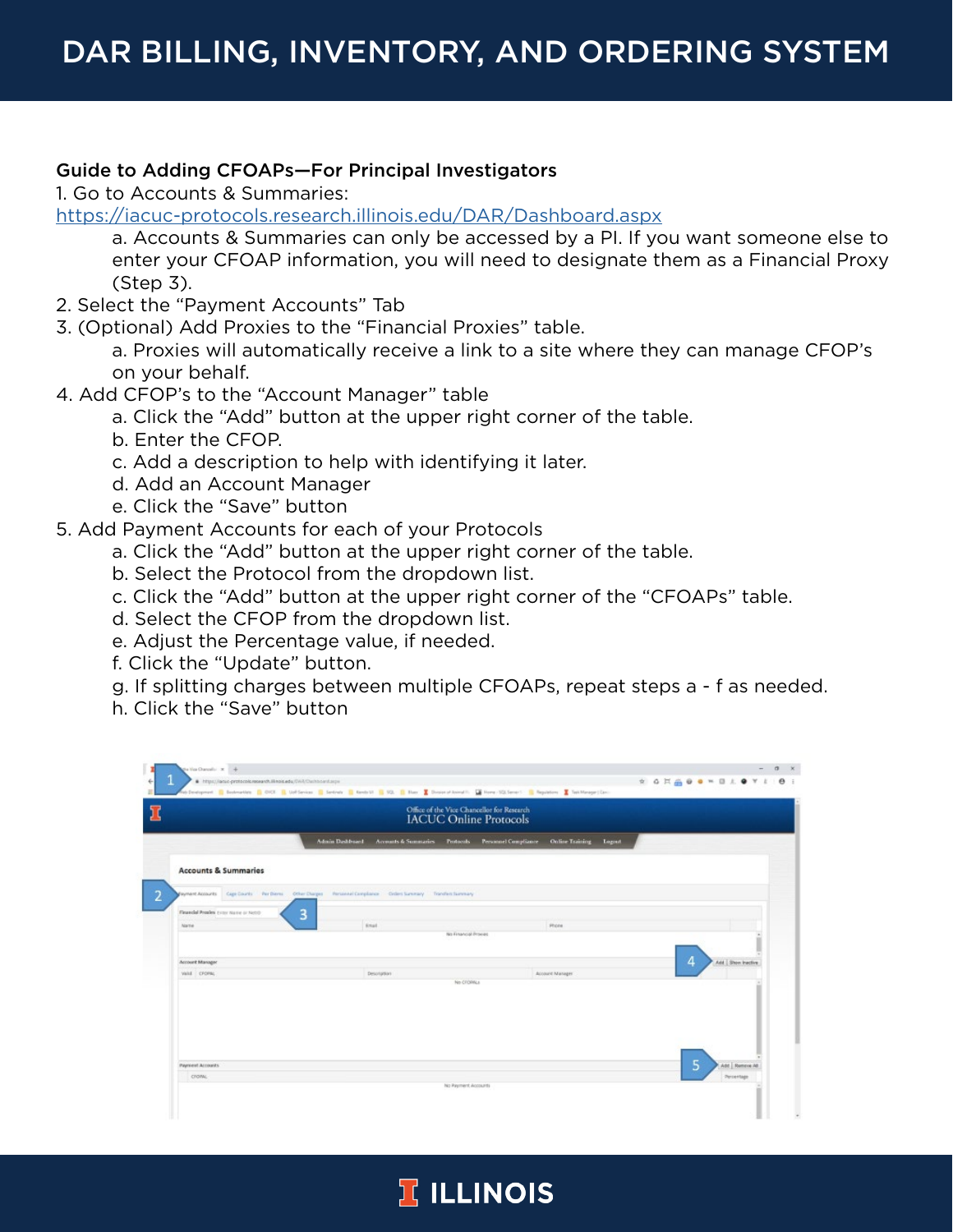# DAR BILLING, INVENTORY, AND ORDERING SYSTEM

**Guide to Adding CFOAPs—For Principal Investigators**

1. Go to Accounts & Summaries: [https://iacuc-protocols.research.illinois.edu/DAR/Dashboard.aspx](https://iacuc-protocols.research.illinois.edu/DAR/Dashboard.aspx)
   a. Accounts & Summaries can only be accessed by a PI. If you want someone else to enter your CFOAP information, you will need to designate them as a Financial Proxy (Step 3).
2. Select the "Payment Accounts" Tab
3. (Optional) Add Proxies to the "Financial Proxies" table.
   a. Proxies will automatically receive a link to a site where they can manage CFOP's on your behalf.
4. Add CFOP's to the "Account Manager" table
   a. Click the "Add" button at the upper right corner of the table.
   b. Enter the CFOP.
   c. Add a description to help with identifying it later.
   d. Add an Account Manager
   e. Click the "Save" button
5. Add Payment Accounts for each of your Protocols
   a. Click the "Add" button at the upper right corner of the table.
   b. Select the Protocol from the dropdown list.
   c. Click the "Add" button at the upper right corner of the "CFOAPs" table.
   d. Select the CFOP from the dropdown list.
   e. Adjust the Percentage value, if needed.
   f. Click the "Update" button.
   g. If splitting charges between multiple CFOAPs, repeat steps a - f as needed.
   h. Click the "Save" button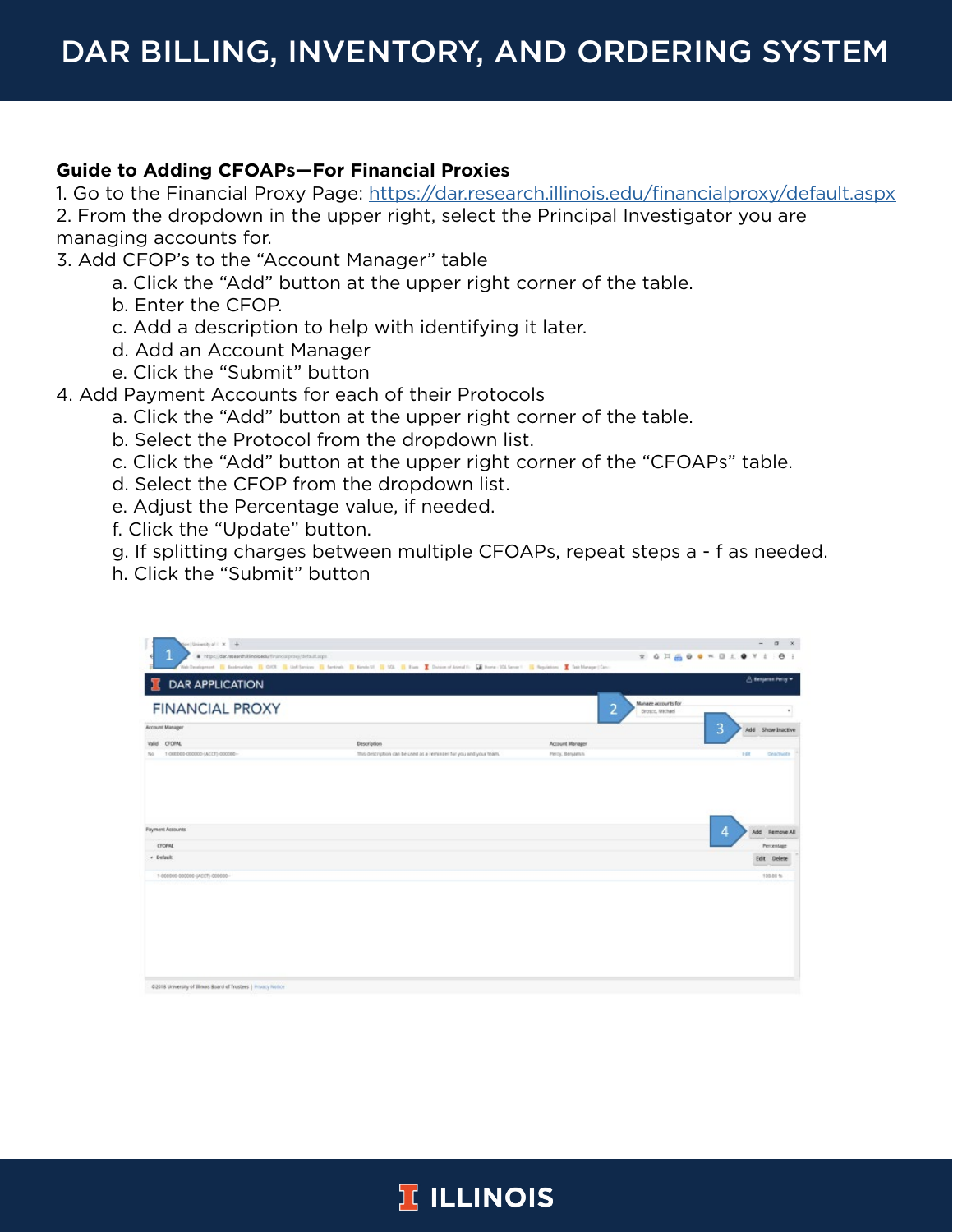# DAR BILLING, INVENTORY, AND ORDERING SYSTEM

**Guide to Adding CFOAPs—For Financial Proxies**

1. Go to the Financial Proxy Page: https://dar.research.illinois.edu/financialproxy/default.aspx
2. From the dropdown in the upper right, select the Principal Investigator you are managing accounts for.
3. Add CFOP's to the "Account Manager" table
    a. Click the "Add" button at the upper right corner of the table.
    b. Enter the CFOP.
    c. Add a description to help with identifying it later.
    d. Add an Account Manager
    e. Click the "Submit" button
4. Add Payment Accounts for each of their Protocols
    a. Click the "Add" button at the upper right corner of the table.
    b. Select the Protocol from the dropdown list.
    c. Click the "Add" button at the upper right corner of the "CFOAPs" table.
    d. Select the CFOP from the dropdown list.
    e. Adjust the Percentage value, if needed.
    f. Click the "Update" button.
    g. If splitting charges between multiple CFOAPs, repeat steps a - f as needed.
    h. Click the "Submit" button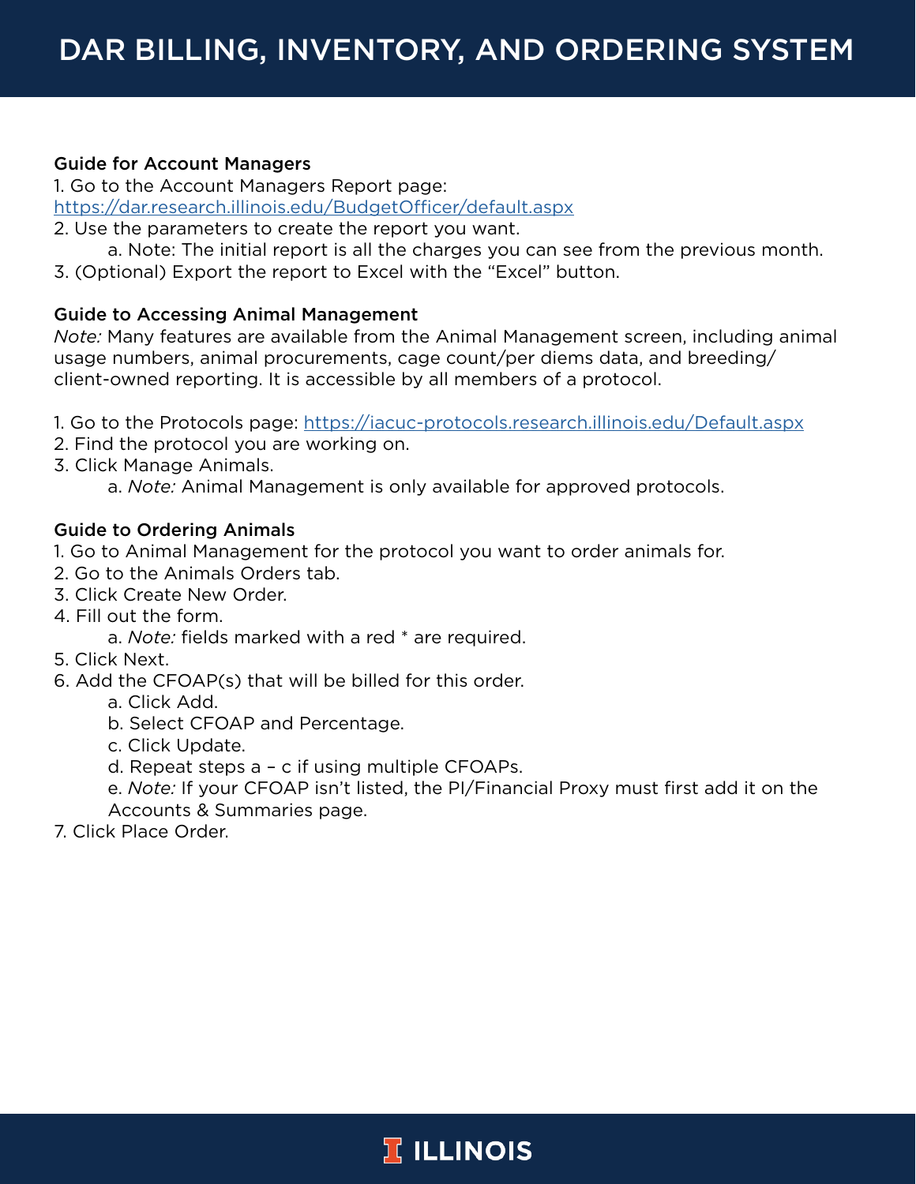# DAR BILLING, INVENTORY, AND ORDERING SYSTEM

**Guide for Account Managers**

1. Go to the Account Managers Report page: https://dar.research.illinois.edu/BudgetOfficer/default.aspx
2. Use the parameters to create the report you want.
   a. Note: The initial report is all the charges you can see from the previous month.
3. (Optional) Export the report to Excel with the "Excel" button.

**Guide to Accessing Animal Management**

*Note:* Many features are available from the Animal Management screen, including animal usage numbers, animal procurements, cage count/per diems data, and breeding/client-owned reporting. It is accessible by all members of a protocol.

1. Go to the Protocols page: https://iacuc-protocols.research.illinois.edu/Default.aspx
2. Find the protocol you are working on.
3. Click Manage Animals.
   a. *Note:* Animal Management is only available for approved protocols.

**Guide to Ordering Animals**

1. Go to Animal Management for the protocol you want to order animals for.
2. Go to the Animals Orders tab.
3. Click Create New Order.
4. Fill out the form.
   a. *Note:* fields marked with a red * are required.
5. Click Next.
6. Add the CFOAP(s) that will be billed for this order.
   a. Click Add.
   b. Select CFOAP and Percentage.
   c. Click Update.
   d. Repeat steps a – c if using multiple CFOAPs.
   e. *Note:* If your CFOAP isn't listed, the PI/Financial Proxy must first add it on the Accounts & Summaries page.
7. Click Place Order.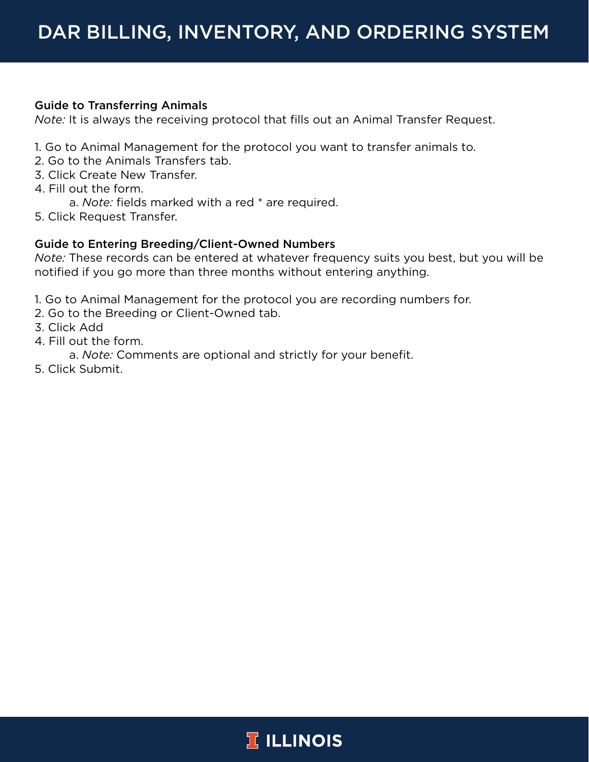## Guide to Transferring Animals

*Note:* It is always the receiving protocol that fills out an Animal Transfer Request.

1. Go to Animal Management for the protocol you want to transfer animals to.
2. Go to the Animals Transfers tab.
3. Click Create New Transfer.
4. Fill out the form.
   a. *Note:* fields marked with a red * are required.
5. Click Request Transfer.

## Guide to Entering Breeding/Client-Owned Numbers

*Note:* These records can be entered at whatever frequency suits you best, but you will be notified if you go more than three months without entering anything.

1. Go to Animal Management for the protocol you are recording numbers for.
2. Go to the Breeding or Client-Owned tab.
3. Click Add
4. Fill out the form.
   a. *Note:* Comments are optional and strictly for your benefit.
5. Click Submit.